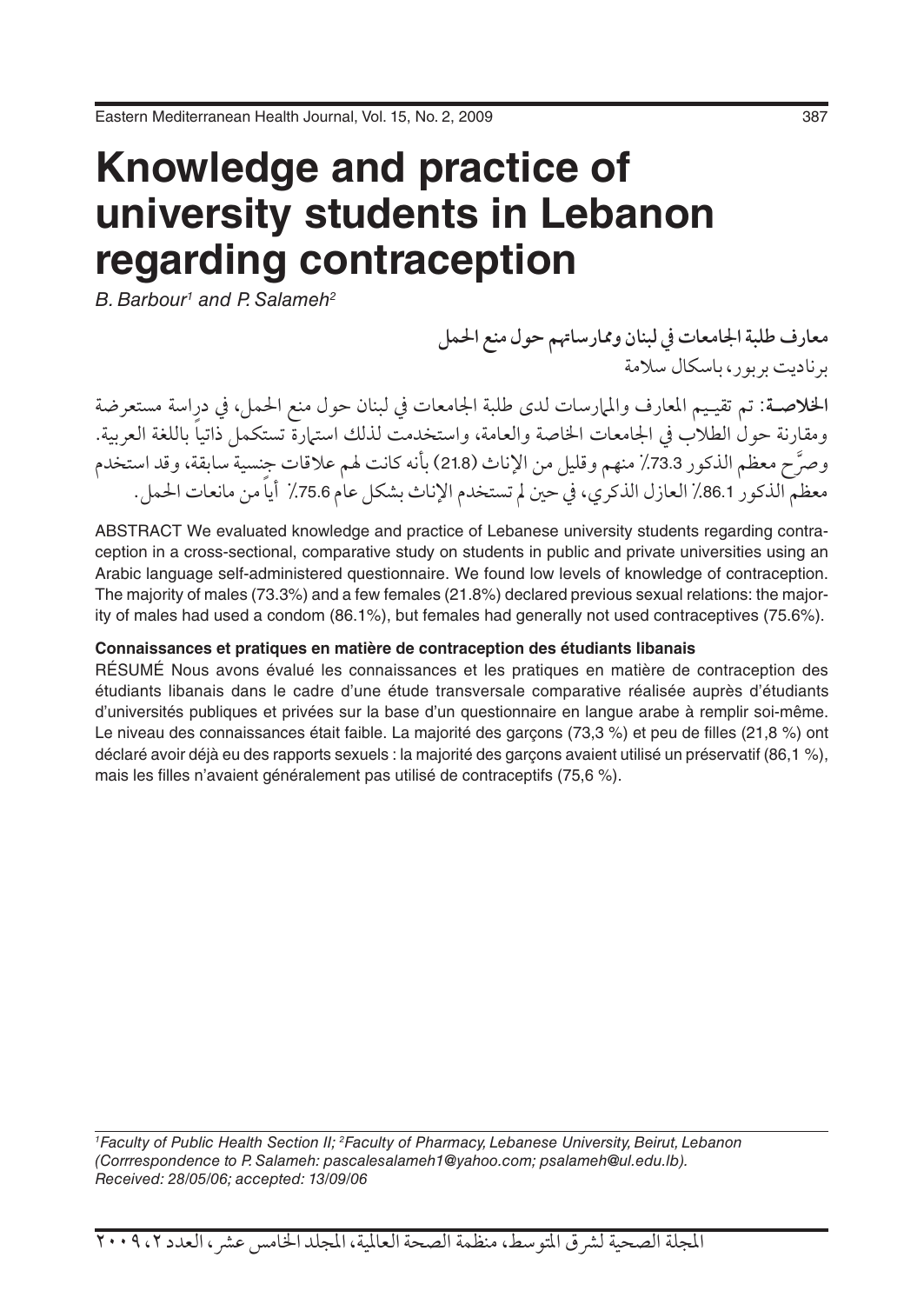# Knowledge and practice of university students in Lebanon regarding contraception

*B. Barbour[1] and P. Salameh[2]*

**معارف طلبة الجامعات في لبنان وممارساتهم حول منع الحمل**

برناديت بربور، باسكال سلامة

**الخلاصـة:** تم تقييم المعارف والمهارسات لدى طلبة الجامعات في لبنان حول منع الحمل، في دراسة مستعرضة ومقارنة حول الطلاب في الجامعات الخاصة والعامة، واستخدمت لذلك استمارة تستكمل ذاتياً باللغة العربية. وصرَّح معظم الذكور 73.3٪ منهم وقليل من الإناث (21.8) بأنه كانت لهم علاقات جنسية سابقة، وقد استخدم معظم الذكور 86.1٪ العازل الذكري، في حين لم تستخدم الإناث بشكل عام 75.6٪ أياً من مانعات الحمل.

ABSTRACT We evaluated knowledge and practice of Lebanese university students regarding contraception in a cross-sectional, comparative study on students in public and private universities using an Arabic language self-administered questionnaire. We found low levels of knowledge of contraception. The majority of males (73.3%) and a few females (21.8%) declared previous sexual relations: the majority of males had used a condom (86.1%), but females had generally not used contraceptives (75.6%).

**Connaissances et pratiques en matière de contraception des étudiants libanais**

RÉSUMÉ Nous avons évalué les connaissances et les pratiques en matière de contraception des étudiants libanais dans le cadre d'une étude transversale comparative réalisée auprès d'étudiants d'universités publiques et privées sur la base d'un questionnaire en langue arabe à remplir soi-même. Le niveau des connaissances était faible. La majorité des garçons (73,3 %) et peu de filles (21,8 %) ont déclaré avoir déjà eu des rapports sexuels : la majorité des garçons avaient utilisé un préservatif (86,1 %), mais les filles n'avaient généralement pas utilisé de contraceptifs (75,6 %).

*[1]Faculty of Public Health Section II; [2]Faculty of Pharmacy, Lebanese University, Beirut, Lebanon (Corrrespondence to P. Salameh: pascalesalameh1@yahoo.com; psalameh@ul.edu.lb). Received: 28/05/06; accepted: 13/09/06*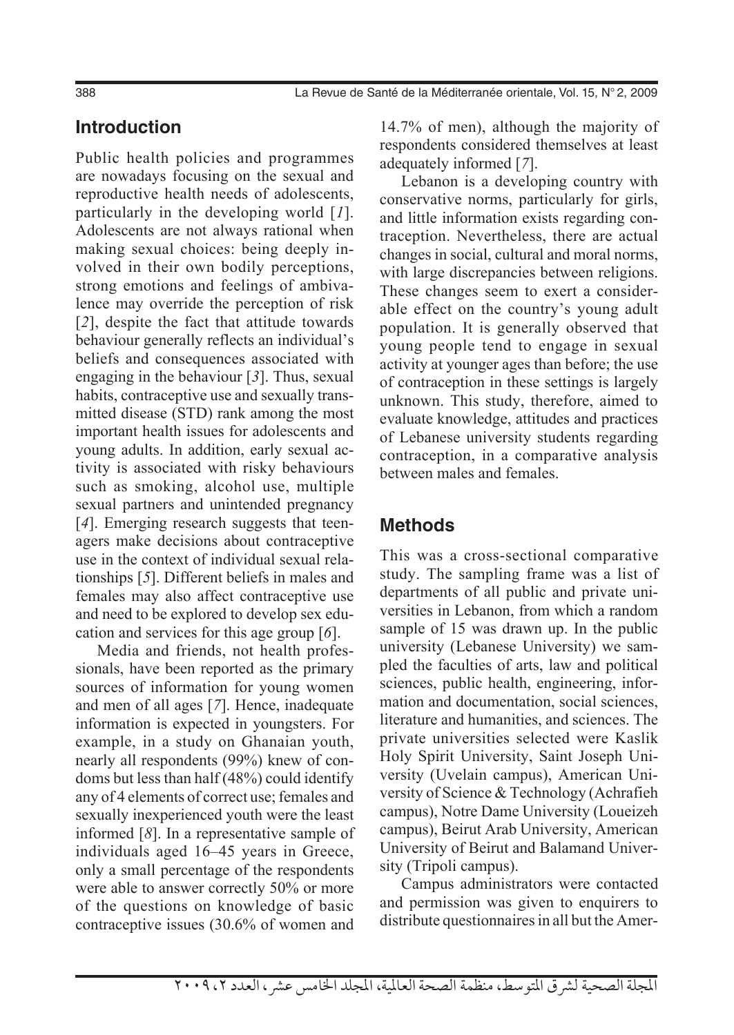## Introduction

Public health policies and programmes are nowadays focusing on the sexual and reproductive health needs of adolescents, particularly in the developing world [*1*]. Adolescents are not always rational when making sexual choices: being deeply involved in their own bodily perceptions, strong emotions and feelings of ambivalence may override the perception of risk [*2*], despite the fact that attitude towards behaviour generally reflects an individual's beliefs and consequences associated with engaging in the behaviour [*3*]. Thus, sexual habits, contraceptive use and sexually transmitted disease (STD) rank among the most important health issues for adolescents and young adults. In addition, early sexual activity is associated with risky behaviours such as smoking, alcohol use, multiple sexual partners and unintended pregnancy [*4*]. Emerging research suggests that teenagers make decisions about contraceptive use in the context of individual sexual relationships [*5*]. Different beliefs in males and females may also affect contraceptive use and need to be explored to develop sex education and services for this age group [*6*].

Media and friends, not health professionals, have been reported as the primary sources of information for young women and men of all ages [*7*]. Hence, inadequate information is expected in youngsters. For example, in a study on Ghanaian youth, nearly all respondents (99%) knew of condoms but less than half (48%) could identify any of 4 elements of correct use; females and sexually inexperienced youth were the least informed [*8*]. In a representative sample of individuals aged 16–45 years in Greece, only a small percentage of the respondents were able to answer correctly 50% or more of the questions on knowledge of basic contraceptive issues (30.6% of women and 14.7% of men), although the majority of respondents considered themselves at least adequately informed [*7*].

Lebanon is a developing country with conservative norms, particularly for girls, and little information exists regarding contraception. Nevertheless, there are actual changes in social, cultural and moral norms, with large discrepancies between religions. These changes seem to exert a considerable effect on the country's young adult population. It is generally observed that young people tend to engage in sexual activity at younger ages than before; the use of contraception in these settings is largely unknown. This study, therefore, aimed to evaluate knowledge, attitudes and practices of Lebanese university students regarding contraception, in a comparative analysis between males and females.

## Methods

This was a cross-sectional comparative study. The sampling frame was a list of departments of all public and private universities in Lebanon, from which a random sample of 15 was drawn up. In the public university (Lebanese University) we sampled the faculties of arts, law and political sciences, public health, engineering, information and documentation, social sciences, literature and humanities, and sciences. The private universities selected were Kaslik Holy Spirit University, Saint Joseph University (Uvelain campus), American University of Science & Technology (Achrafieh campus), Notre Dame University (Loueizeh campus), Beirut Arab University, American University of Beirut and Balamand University (Tripoli campus).

Campus administrators were contacted and permission was given to enquirers to distribute questionnaires in all but the Amer-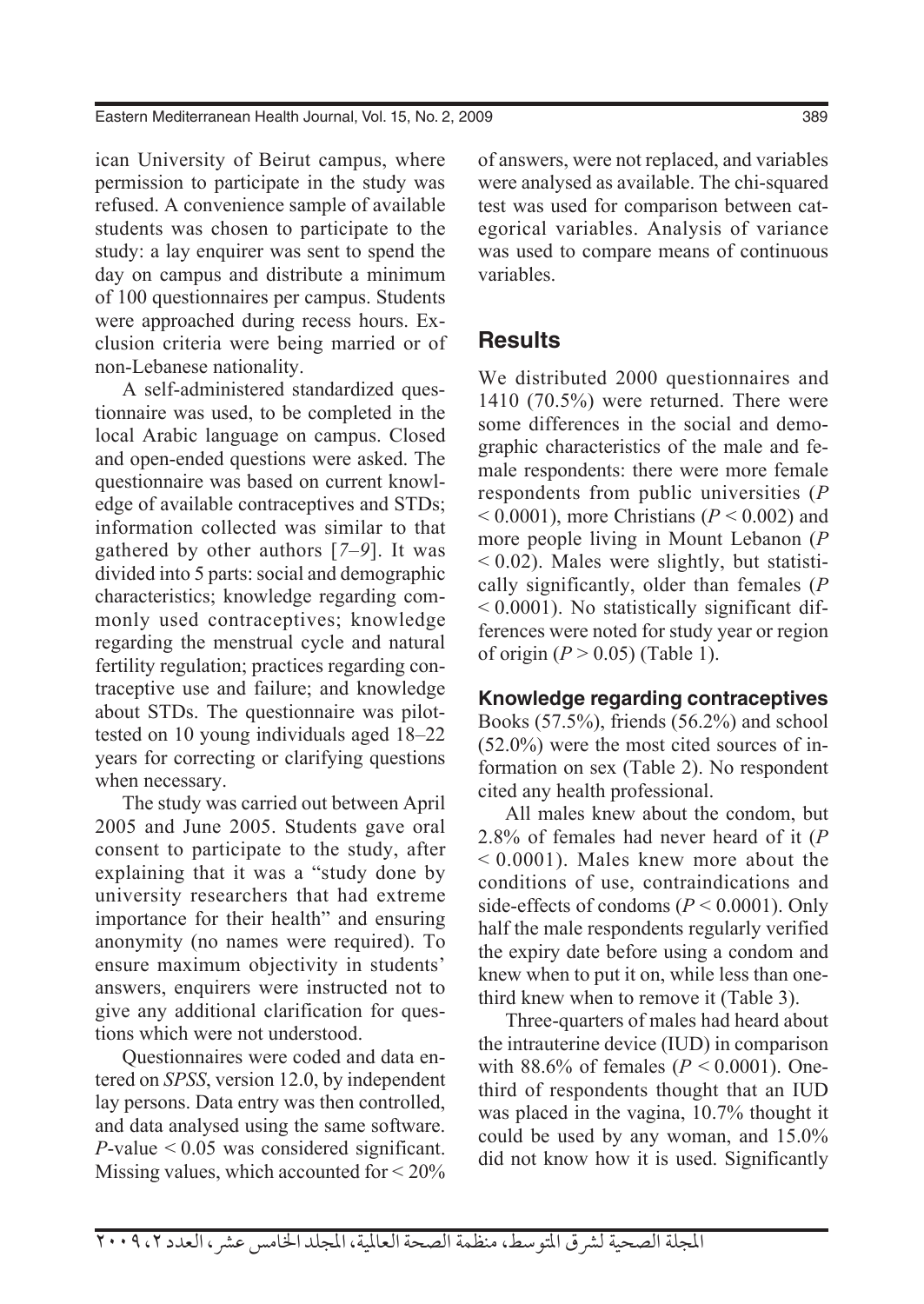ican University of Beirut campus, where permission to participate in the study was refused. A convenience sample of available students was chosen to participate to the study: a lay enquirer was sent to spend the day on campus and distribute a minimum of 100 questionnaires per campus. Students were approached during recess hours. Exclusion criteria were being married or of non-Lebanese nationality.

A self-administered standardized questionnaire was used, to be completed in the local Arabic language on campus. Closed and open-ended questions were asked. The questionnaire was based on current knowledge of available contraceptives and STDs; information collected was similar to that gathered by other authors [*7–9*]. It was divided into 5 parts: social and demographic characteristics; knowledge regarding commonly used contraceptives; knowledge regarding the menstrual cycle and natural fertility regulation; practices regarding contraceptive use and failure; and knowledge about STDs. The questionnaire was pilot-tested on 10 young individuals aged 18–22 years for correcting or clarifying questions when necessary.

The study was carried out between April 2005 and June 2005. Students gave oral consent to participate to the study, after explaining that it was a "study done by university researchers that had extreme importance for their health" and ensuring anonymity (no names were required). To ensure maximum objectivity in students' answers, enquirers were instructed not to give any additional clarification for questions which were not understood.

Questionnaires were coded and data entered on *SPSS*, version 12.0, by independent lay persons. Data entry was then controlled, and data analysed using the same software. *P*-value < 0.05 was considered significant. Missing values, which accounted for < 20% of answers, were not replaced, and variables were analysed as available. The chi-squared test was used for comparison between categorical variables. Analysis of variance was used to compare means of continuous variables.

## Results

We distributed 2000 questionnaires and 1410 (70.5%) were returned. There were some differences in the social and demographic characteristics of the male and female respondents: there were more female respondents from public universities ($P < 0.0001$), more Christians ($P < 0.002$) and more people living in Mount Lebanon ($P < 0.02$). Males were slightly, but statistically significantly, older than females ($P < 0.0001$). No statistically significant differences were noted for study year or region of origin ($P > 0.05$) (Table 1).

### Knowledge regarding contraceptives

Books (57.5%), friends (56.2%) and school (52.0%) were the most cited sources of information on sex (Table 2). No respondent cited any health professional.

All males knew about the condom, but 2.8% of females had never heard of it ($P < 0.0001$). Males knew more about the conditions of use, contraindications and side-effects of condoms ($P < 0.0001$). Only half the male respondents regularly verified the expiry date before using a condom and knew when to put it on, while less than one-third knew when to remove it (Table 3).

Three-quarters of males had heard about the intrauterine device (IUD) in comparison with 88.6% of females ($P < 0.0001$). One-third of respondents thought that an IUD was placed in the vagina, 10.7% thought it could be used by any woman, and 15.0% did not know how it is used. Significantly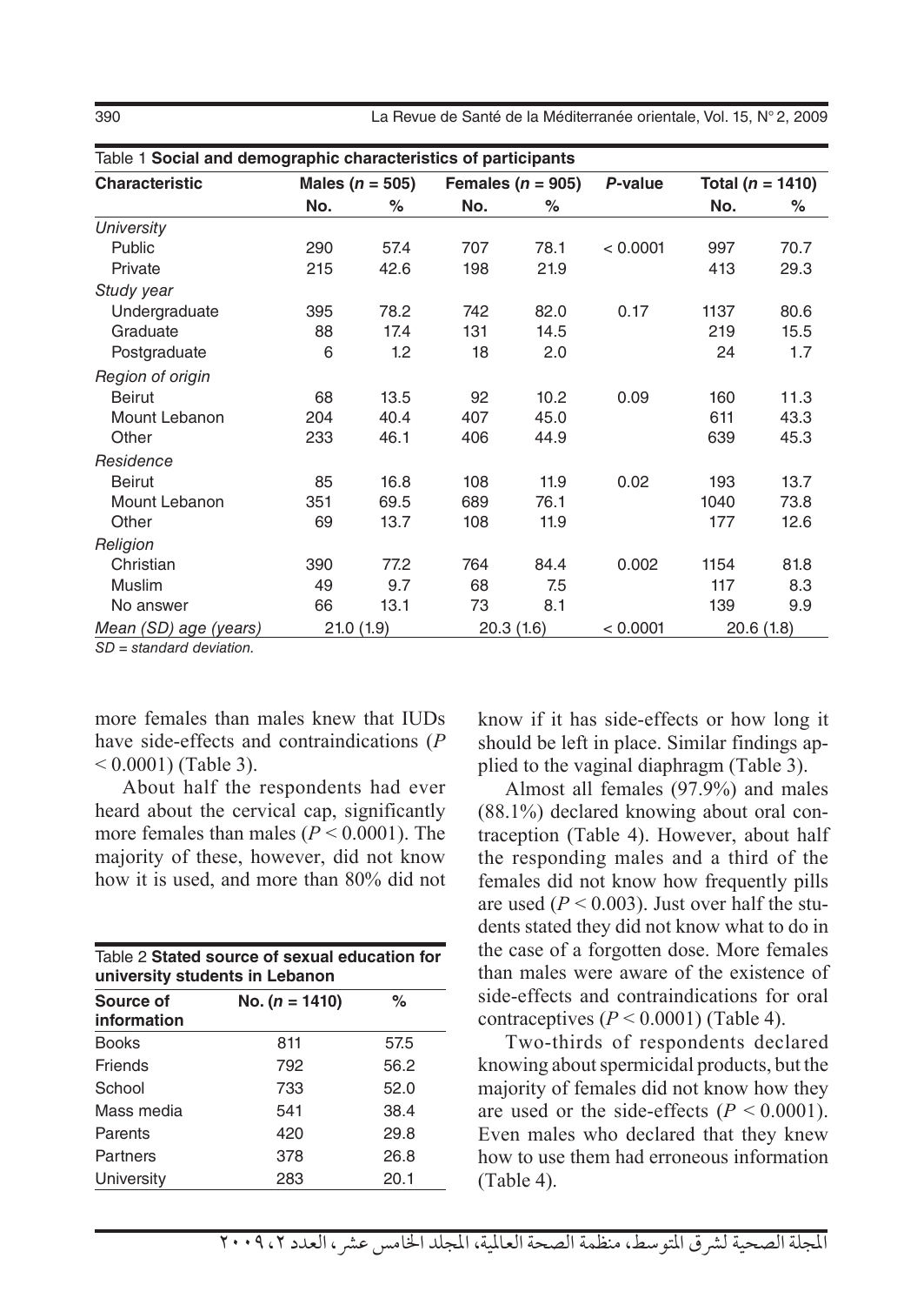Table 1 **Social and demographic characteristics of participants**

| Characteristic | Males ($n = 505$) | | Females ($n = 905$) | | *P*-value | Total ($n = 1410$) | |
|---|---|---|---|---|---|---|---|
| | No. | % | No. | % | | No. | % |
| *University* | | | | | | | |
| Public | 290 | 57.4 | 707 | 78.1 | < 0.0001 | 997 | 70.7 |
| Private | 215 | 42.6 | 198 | 21.9 | | 413 | 29.3 |
| *Study year* | | | | | | | |
| Undergraduate | 395 | 78.2 | 742 | 82.0 | 0.17 | 1137 | 80.6 |
| Graduate | 88 | 17.4 | 131 | 14.5 | | 219 | 15.5 |
| Postgraduate | 6 | 1.2 | 18 | 2.0 | | 24 | 1.7 |
| *Region of origin* | | | | | | | |
| Beirut | 68 | 13.5 | 92 | 10.2 | 0.09 | 160 | 11.3 |
| Mount Lebanon | 204 | 40.4 | 407 | 45.0 | | 611 | 43.3 |
| Other | 233 | 46.1 | 406 | 44.9 | | 639 | 45.3 |
| *Residence* | | | | | | | |
| Beirut | 85 | 16.8 | 108 | 11.9 | 0.02 | 193 | 13.7 |
| Mount Lebanon | 351 | 69.5 | 689 | 76.1 | | 1040 | 73.8 |
| Other | 69 | 13.7 | 108 | 11.9 | | 177 | 12.6 |
| *Religion* | | | | | | | |
| Christian | 390 | 77.2 | 764 | 84.4 | 0.002 | 1154 | 81.8 |
| Muslim | 49 | 9.7 | 68 | 7.5 | | 117 | 8.3 |
| No answer | 66 | 13.1 | 73 | 8.1 | | 139 | 9.9 |
| *Mean (SD) age (years)* | 21.0 (1.9) | | 20.3 (1.6) | | < 0.0001 | 20.6 (1.8) | |

*SD = standard deviation.*

more females than males knew that IUDs have side-effects and contraindications ($P < 0.0001$) (Table 3).

About half the respondents had ever heard about the cervical cap, significantly more females than males ($P < 0.0001$). The majority of these, however, did not know how it is used, and more than 80% did not know if it has side-effects or how long it should be left in place. Similar findings applied to the vaginal diaphragm (Table 3).

Almost all females (97.9%) and males (88.1%) declared knowing about oral contraception (Table 4). However, about half the responding males and a third of the females did not know how frequently pills are used ($P < 0.003$). Just over half the students stated they did not know what to do in the case of a forgotten dose. More females than males were aware of the existence of side-effects and contraindications for oral contraceptives ($P < 0.0001$) (Table 4).

Two-thirds of respondents declared knowing about spermicidal products, but the majority of females did not know how they are used or the side-effects ($P < 0.0001$). Even males who declared that they knew how to use them had erroneous information (Table 4).

Table 2 **Stated source of sexual education for university students in Lebanon**

| Source of information | No. ($n = 1410$) | % |
|---|---|---|
| Books | 811 | 57.5 |
| Friends | 792 | 56.2 |
| School | 733 | 52.0 |
| Mass media | 541 | 38.4 |
| Parents | 420 | 29.8 |
| Partners | 378 | 26.8 |
| University | 283 | 20.1 |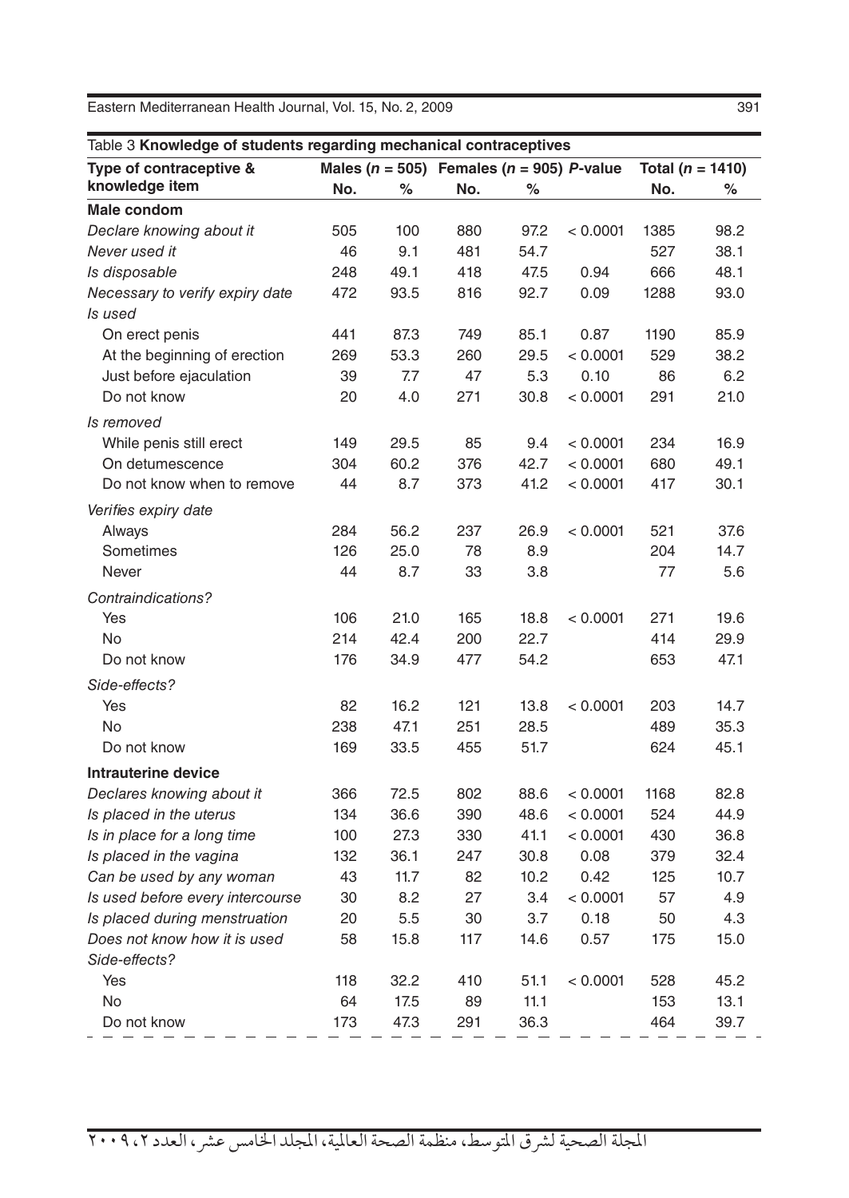Table 3 **Knowledge of students regarding mechanical contraceptives**

| Type of contraceptive & knowledge item | Males ($n$ = 505) | | Females ($n$ = 905) | | $P$-value | Total ($n$ = 1410) | |
|---|---|---|---|---|---|---|---|
| | No. | % | No. | % | | No. | % |
| **Male condom** | | | | | | | |
| *Declare knowing about it* | 505 | 100 | 880 | 97.2 | < 0.0001 | 1385 | 98.2 |
| *Never used it* | 46 | 9.1 | 481 | 54.7 | | 527 | 38.1 |
| *Is disposable* | 248 | 49.1 | 418 | 47.5 | 0.94 | 666 | 48.1 |
| *Necessary to verify expiry date* | 472 | 93.5 | 816 | 92.7 | 0.09 | 1288 | 93.0 |
| *Is used* | | | | | | | |
| On erect penis | 441 | 87.3 | 749 | 85.1 | 0.87 | 1190 | 85.9 |
| At the beginning of erection | 269 | 53.3 | 260 | 29.5 | < 0.0001 | 529 | 38.2 |
| Just before ejaculation | 39 | 7.7 | 47 | 5.3 | 0.10 | 86 | 6.2 |
| Do not know | 20 | 4.0 | 271 | 30.8 | < 0.0001 | 291 | 21.0 |
| *Is removed* | | | | | | | |
| While penis still erect | 149 | 29.5 | 85 | 9.4 | < 0.0001 | 234 | 16.9 |
| On detumescence | 304 | 60.2 | 376 | 42.7 | < 0.0001 | 680 | 49.1 |
| Do not know when to remove | 44 | 8.7 | 373 | 41.2 | < 0.0001 | 417 | 30.1 |
| *Verifies expiry date* | | | | | | | |
| Always | 284 | 56.2 | 237 | 26.9 | < 0.0001 | 521 | 37.6 |
| Sometimes | 126 | 25.0 | 78 | 8.9 | | 204 | 14.7 |
| Never | 44 | 8.7 | 33 | 3.8 | | 77 | 5.6 |
| *Contraindications?* | | | | | | | |
| Yes | 106 | 21.0 | 165 | 18.8 | < 0.0001 | 271 | 19.6 |
| No | 214 | 42.4 | 200 | 22.7 | | 414 | 29.9 |
| Do not know | 176 | 34.9 | 477 | 54.2 | | 653 | 47.1 |
| *Side-effects?* | | | | | | | |
| Yes | 82 | 16.2 | 121 | 13.8 | < 0.0001 | 203 | 14.7 |
| No | 238 | 47.1 | 251 | 28.5 | | 489 | 35.3 |
| Do not know | 169 | 33.5 | 455 | 51.7 | | 624 | 45.1 |
| **Intrauterine device** | | | | | | | |
| *Declares knowing about it* | 366 | 72.5 | 802 | 88.6 | < 0.0001 | 1168 | 82.8 |
| *Is placed in the uterus* | 134 | 36.6 | 390 | 48.6 | < 0.0001 | 524 | 44.9 |
| *Is in place for a long time* | 100 | 27.3 | 330 | 41.1 | < 0.0001 | 430 | 36.8 |
| *Is placed in the vagina* | 132 | 36.1 | 247 | 30.8 | 0.08 | 379 | 32.4 |
| *Can be used by any woman* | 43 | 11.7 | 82 | 10.2 | 0.42 | 125 | 10.7 |
| *Is used before every intercourse* | 30 | 8.2 | 27 | 3.4 | < 0.0001 | 57 | 4.9 |
| *Is placed during menstruation* | 20 | 5.5 | 30 | 3.7 | 0.18 | 50 | 4.3 |
| *Does not know how it is used* | 58 | 15.8 | 117 | 14.6 | 0.57 | 175 | 15.0 |
| *Side-effects?* | | | | | | | |
| Yes | 118 | 32.2 | 410 | 51.1 | < 0.0001 | 528 | 45.2 |
| No | 64 | 17.5 | 89 | 11.1 | | 153 | 13.1 |
| Do not know | 173 | 47.3 | 291 | 36.3 | | 464 | 39.7 |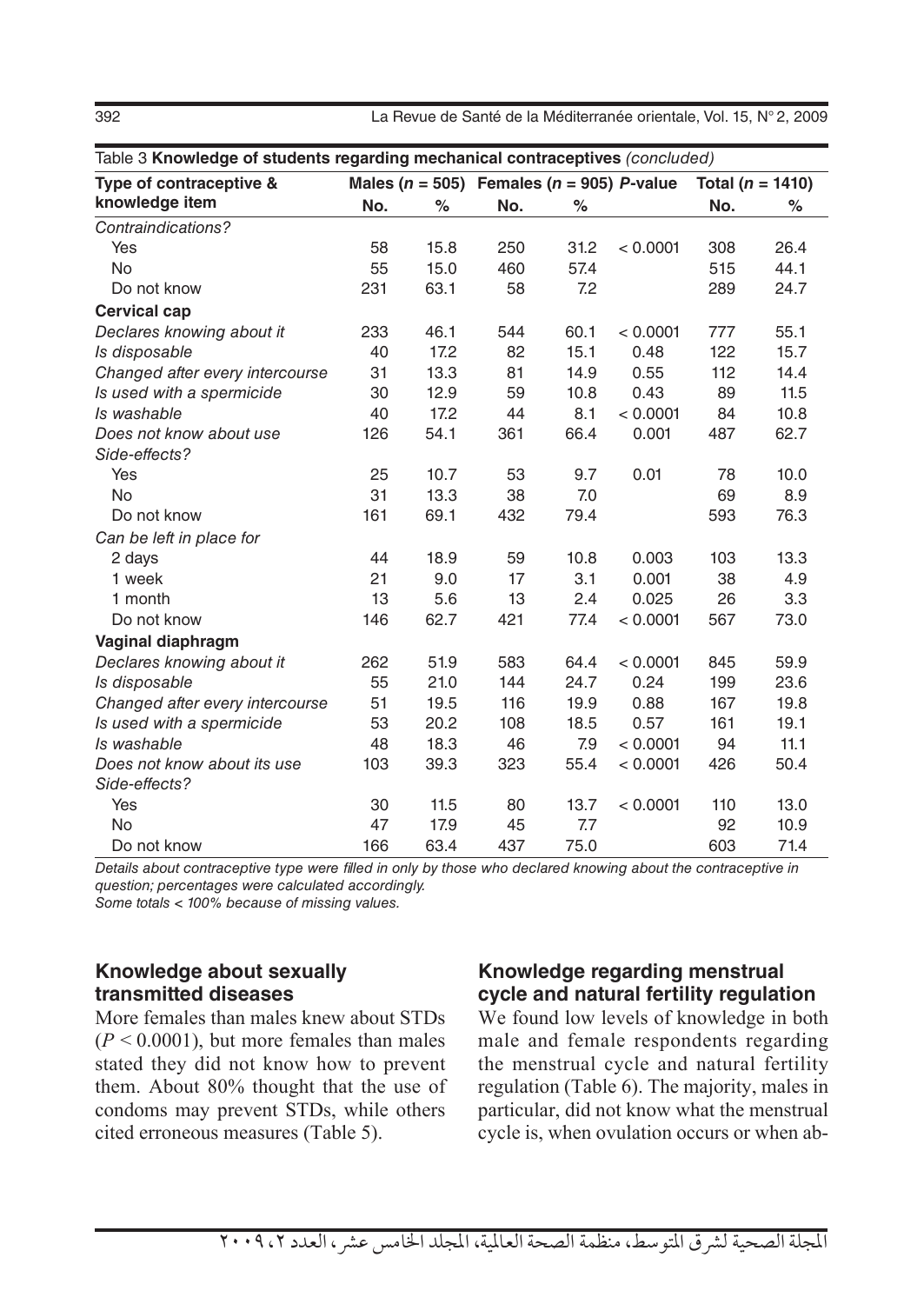Table 3 **Knowledge of students regarding mechanical contraceptives** *(concluded)*

| Type of contraceptive & knowledge item | Males ($n$ = 505) | | Females ($n$ = 905) | | $P$-value | Total ($n$ = 1410) | |
|---|---|---|---|---|---|---|---|
| | No. | % | No. | % | | No. | % |
| *Contraindications?* | | | | | | | |
| Yes | 58 | 15.8 | 250 | 31.2 | < 0.0001 | 308 | 26.4 |
| No | 55 | 15.0 | 460 | 57.4 | | 515 | 44.1 |
| Do not know | 231 | 63.1 | 58 | 7.2 | | 289 | 24.7 |
| **Cervical cap** | | | | | | | |
| *Declares knowing about it* | 233 | 46.1 | 544 | 60.1 | < 0.0001 | 777 | 55.1 |
| *Is disposable* | 40 | 17.2 | 82 | 15.1 | 0.48 | 122 | 15.7 |
| *Changed after every intercourse* | 31 | 13.3 | 81 | 14.9 | 0.55 | 112 | 14.4 |
| *Is used with a spermicide* | 30 | 12.9 | 59 | 10.8 | 0.43 | 89 | 11.5 |
| *Is washable* | 40 | 17.2 | 44 | 8.1 | < 0.0001 | 84 | 10.8 |
| *Does not know about use* | 126 | 54.1 | 361 | 66.4 | 0.001 | 487 | 62.7 |
| *Side-effects?* | | | | | | | |
| Yes | 25 | 10.7 | 53 | 9.7 | 0.01 | 78 | 10.0 |
| No | 31 | 13.3 | 38 | 7.0 | | 69 | 8.9 |
| Do not know | 161 | 69.1 | 432 | 79.4 | | 593 | 76.3 |
| *Can be left in place for* | | | | | | | |
| 2 days | 44 | 18.9 | 59 | 10.8 | 0.003 | 103 | 13.3 |
| 1 week | 21 | 9.0 | 17 | 3.1 | 0.001 | 38 | 4.9 |
| 1 month | 13 | 5.6 | 13 | 2.4 | 0.025 | 26 | 3.3 |
| Do not know | 146 | 62.7 | 421 | 77.4 | < 0.0001 | 567 | 73.0 |
| **Vaginal diaphragm** | | | | | | | |
| *Declares knowing about it* | 262 | 51.9 | 583 | 64.4 | < 0.0001 | 845 | 59.9 |
| *Is disposable* | 55 | 21.0 | 144 | 24.7 | 0.24 | 199 | 23.6 |
| *Changed after every intercourse* | 51 | 19.5 | 116 | 19.9 | 0.88 | 167 | 19.8 |
| *Is used with a spermicide* | 53 | 20.2 | 108 | 18.5 | 0.57 | 161 | 19.1 |
| *Is washable* | 48 | 18.3 | 46 | 7.9 | < 0.0001 | 94 | 11.1 |
| *Does not know about its use* | 103 | 39.3 | 323 | 55.4 | < 0.0001 | 426 | 50.4 |
| *Side-effects?* | | | | | | | |
| Yes | 30 | 11.5 | 80 | 13.7 | < 0.0001 | 110 | 13.0 |
| No | 47 | 17.9 | 45 | 7.7 | | 92 | 10.9 |
| Do not know | 166 | 63.4 | 437 | 75.0 | | 603 | 71.4 |

*Details about contraceptive type were filled in only by those who declared knowing about the contraceptive in question; percentages were calculated accordingly.*
*Some totals < 100% because of missing values.*

### Knowledge about sexually transmitted diseases

More females than males knew about STDs ($P < 0.0001$), but more females than males stated they did not know how to prevent them. About 80% thought that the use of condoms may prevent STDs, while others cited erroneous measures (Table 5).

### Knowledge regarding menstrual cycle and natural fertility regulation

We found low levels of knowledge in both male and female respondents regarding the menstrual cycle and natural fertility regulation (Table 6). The majority, males in particular, did not know what the menstrual cycle is, when ovulation occurs or when ab-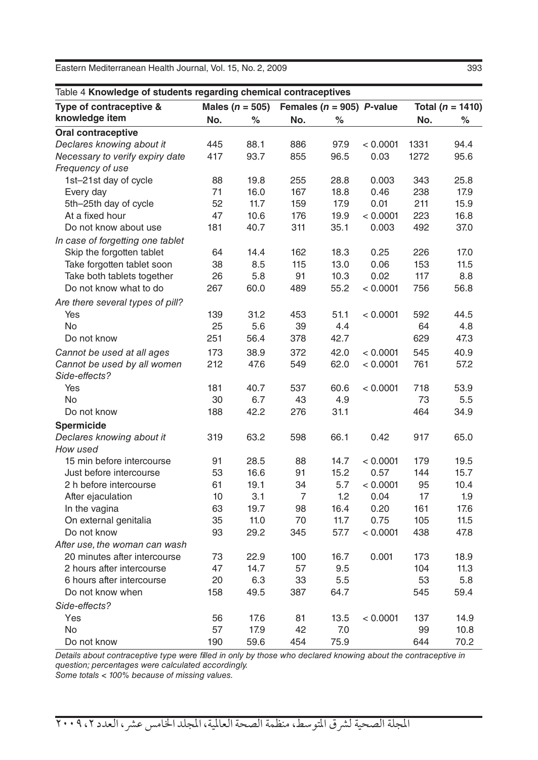Table 4 **Knowledge of students regarding chemical contraceptives**

| Type of contraceptive & knowledge item | Males ($n$ = 505) | | Females ($n$ = 905) | | $P$-value | Total ($n$ = 1410) | |
|---|---|---|---|---|---|---|---|
| | No. | % | No. | % | | No. | % |
| **Oral contraceptive** | | | | | | | |
| *Declares knowing about it* | 445 | 88.1 | 886 | 97.9 | < 0.0001 | 1331 | 94.4 |
| *Necessary to verify expiry date* | 417 | 93.7 | 855 | 96.5 | 0.03 | 1272 | 95.6 |
| *Frequency of use* | | | | | | | |
| 1st–21st day of cycle | 88 | 19.8 | 255 | 28.8 | 0.003 | 343 | 25.8 |
| Every day | 71 | 16.0 | 167 | 18.8 | 0.46 | 238 | 17.9 |
| 5th–25th day of cycle | 52 | 11.7 | 159 | 17.9 | 0.01 | 211 | 15.9 |
| At a fixed hour | 47 | 10.6 | 176 | 19.9 | < 0.0001 | 223 | 16.8 |
| Do not know about use | 181 | 40.7 | 311 | 35.1 | 0.003 | 492 | 37.0 |
| *In case of forgetting one tablet* | | | | | | | |
| Skip the forgotten tablet | 64 | 14.4 | 162 | 18.3 | 0.25 | 226 | 17.0 |
| Take forgotten tablet soon | 38 | 8.5 | 115 | 13.0 | 0.06 | 153 | 11.5 |
| Take both tablets together | 26 | 5.8 | 91 | 10.3 | 0.02 | 117 | 8.8 |
| Do not know what to do | 267 | 60.0 | 489 | 55.2 | < 0.0001 | 756 | 56.8 |
| *Are there several types of pill?* | | | | | | | |
| Yes | 139 | 31.2 | 453 | 51.1 | < 0.0001 | 592 | 44.5 |
| No | 25 | 5.6 | 39 | 4.4 | | 64 | 4.8 |
| Do not know | 251 | 56.4 | 378 | 42.7 | | 629 | 47.3 |
| *Cannot be used at all ages* | 173 | 38.9 | 372 | 42.0 | < 0.0001 | 545 | 40.9 |
| *Cannot be used by all women* | 212 | 47.6 | 549 | 62.0 | < 0.0001 | 761 | 57.2 |
| *Side-effects?* | | | | | | | |
| Yes | 181 | 40.7 | 537 | 60.6 | < 0.0001 | 718 | 53.9 |
| No | 30 | 6.7 | 43 | 4.9 | | 73 | 5.5 |
| Do not know | 188 | 42.2 | 276 | 31.1 | | 464 | 34.9 |
| **Spermicide** | | | | | | | |
| *Declares knowing about it* | 319 | 63.2 | 598 | 66.1 | 0.42 | 917 | 65.0 |
| *How used* | | | | | | | |
| 15 min before intercourse | 91 | 28.5 | 88 | 14.7 | < 0.0001 | 179 | 19.5 |
| Just before intercourse | 53 | 16.6 | 91 | 15.2 | 0.57 | 144 | 15.7 |
| 2 h before intercourse | 61 | 19.1 | 34 | 5.7 | < 0.0001 | 95 | 10.4 |
| After ejaculation | 10 | 3.1 | 7 | 1.2 | 0.04 | 17 | 1.9 |
| In the vagina | 63 | 19.7 | 98 | 16.4 | 0.20 | 161 | 17.6 |
| On external genitalia | 35 | 11.0 | 70 | 11.7 | 0.75 | 105 | 11.5 |
| Do not know | 93 | 29.2 | 345 | 57.7 | < 0.0001 | 438 | 47.8 |
| *After use, the woman can wash* | | | | | | | |
| 20 minutes after intercourse | 73 | 22.9 | 100 | 16.7 | 0.001 | 173 | 18.9 |
| 2 hours after intercourse | 47 | 14.7 | 57 | 9.5 | | 104 | 11.3 |
| 6 hours after intercourse | 20 | 6.3 | 33 | 5.5 | | 53 | 5.8 |
| Do not know when | 158 | 49.5 | 387 | 64.7 | | 545 | 59.4 |
| *Side-effects?* | | | | | | | |
| Yes | 56 | 17.6 | 81 | 13.5 | < 0.0001 | 137 | 14.9 |
| No | 57 | 17.9 | 42 | 7.0 | | 99 | 10.8 |
| Do not know | 190 | 59.6 | 454 | 75.9 | | 644 | 70.2 |

*Details about contraceptive type were filled in only by those who declared knowing about the contraceptive in question; percentages were calculated accordingly.*
*Some totals < 100% because of missing values.*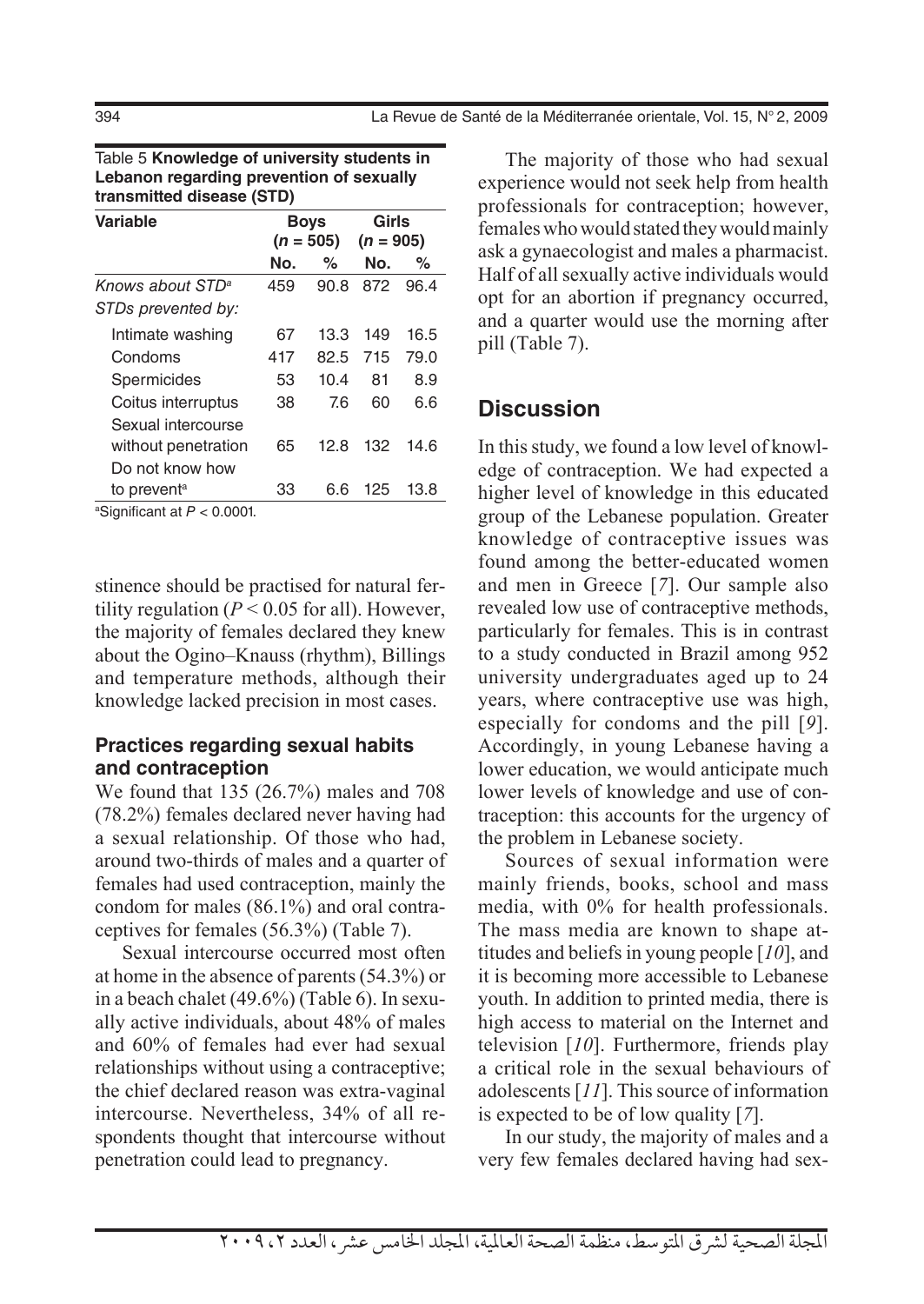Table 5 **Knowledge of university students in Lebanon regarding prevention of sexually transmitted disease (STD)**

| Variable | Boys ($n$ = 505) | | Girls ($n$ = 905) | |
|---|---|---|---|---|
| | No. | % | No. | % |
| *Knows about STD*[a] | 459 | 90.8 | 872 | 96.4 |
| *STDs prevented by:* | | | | |
| Intimate washing | 67 | 13.3 | 149 | 16.5 |
| Condoms | 417 | 82.5 | 715 | 79.0 |
| Spermicides | 53 | 10.4 | 81 | 8.9 |
| Coitus interruptus | 38 | 7.6 | 60 | 6.6 |
| Sexual intercourse without penetration | 65 | 12.8 | 132 | 14.6 |
| Do not know how to prevent[a] | 33 | 6.6 | 125 | 13.8 |

[a]Significant at $P < 0.0001$.

stinence should be practised for natural fertility regulation ($P < 0.05$ for all). However, the majority of females declared they knew about the Ogino–Knauss (rhythm), Billings and temperature methods, although their knowledge lacked precision in most cases.

### Practices regarding sexual habits and contraception

We found that 135 (26.7%) males and 708 (78.2%) females declared never having had a sexual relationship. Of those who had, around two-thirds of males and a quarter of females had used contraception, mainly the condom for males (86.1%) and oral contraceptives for females (56.3%) (Table 7).

Sexual intercourse occurred most often at home in the absence of parents (54.3%) or in a beach chalet (49.6%) (Table 6). In sexually active individuals, about 48% of males and 60% of females had ever had sexual relationships without using a contraceptive; the chief declared reason was extra-vaginal intercourse. Nevertheless, 34% of all respondents thought that intercourse without penetration could lead to pregnancy.

The majority of those who had sexual experience would not seek help from health professionals for contraception; however, females who would stated they would mainly ask a gynaecologist and males a pharmacist. Half of all sexually active individuals would opt for an abortion if pregnancy occurred, and a quarter would use the morning after pill (Table 7).

## Discussion

In this study, we found a low level of knowledge of contraception. We had expected a higher level of knowledge in this educated group of the Lebanese population. Greater knowledge of contraceptive issues was found among the better-educated women and men in Greece [*7*]. Our sample also revealed low use of contraceptive methods, particularly for females. This is in contrast to a study conducted in Brazil among 952 university undergraduates aged up to 24 years, where contraceptive use was high, especially for condoms and the pill [*9*]. Accordingly, in young Lebanese having a lower education, we would anticipate much lower levels of knowledge and use of contraception: this accounts for the urgency of the problem in Lebanese society.

Sources of sexual information were mainly friends, books, school and mass media, with 0% for health professionals. The mass media are known to shape attitudes and beliefs in young people [*10*], and it is becoming more accessible to Lebanese youth. In addition to printed media, there is high access to material on the Internet and television [*10*]. Furthermore, friends play a critical role in the sexual behaviours of adolescents [*11*]. This source of information is expected to be of low quality [*7*].

In our study, the majority of males and a very few females declared having had sex-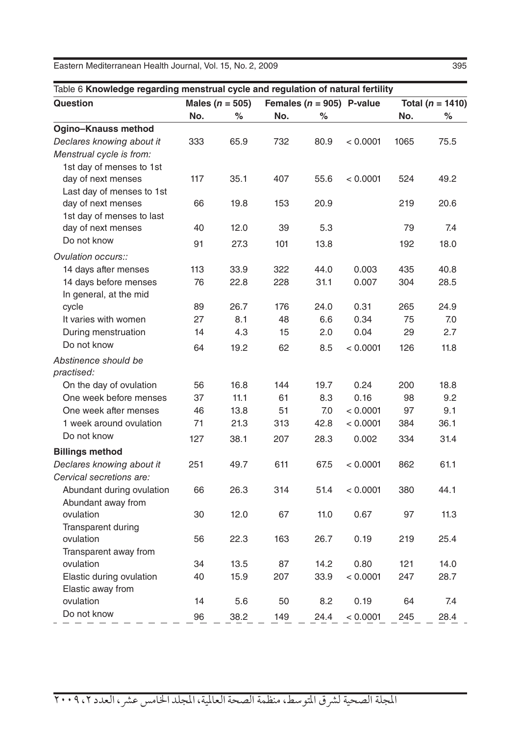Table 6 **Knowledge regarding menstrual cycle and regulation of natural fertility**

| Question | Males ($n$ = 505) | | Females ($n$ = 905) | | P-value | Total ($n$ = 1410) | |
|---|---|---|---|---|---|---|---|
| | No. | % | No. | % | | No. | % |
| **Ogino–Knauss method** | | | | | | | |
| *Declares knowing about it* | 333 | 65.9 | 732 | 80.9 | < 0.0001 | 1065 | 75.5 |
| *Menstrual cycle is from:* | | | | | | | |
| 1st day of menses to 1st day of next menses | 117 | 35.1 | 407 | 55.6 | < 0.0001 | 524 | 49.2 |
| Last day of menses to 1st day of next menses | 66 | 19.8 | 153 | 20.9 | | 219 | 20.6 |
| 1st day of menses to last day of next menses | 40 | 12.0 | 39 | 5.3 | | 79 | 7.4 |
| Do not know | 91 | 27.3 | 101 | 13.8 | | 192 | 18.0 |
| *Ovulation occurs::* | | | | | | | |
| 14 days after menses | 113 | 33.9 | 322 | 44.0 | 0.003 | 435 | 40.8 |
| 14 days before menses | 76 | 22.8 | 228 | 31.1 | 0.007 | 304 | 28.5 |
| In general, at the mid cycle | 89 | 26.7 | 176 | 24.0 | 0.31 | 265 | 24.9 |
| It varies with women | 27 | 8.1 | 48 | 6.6 | 0.34 | 75 | 7.0 |
| During menstruation | 14 | 4.3 | 15 | 2.0 | 0.04 | 29 | 2.7 |
| Do not know | 64 | 19.2 | 62 | 8.5 | < 0.0001 | 126 | 11.8 |
| *Abstinence should be practised:* | | | | | | | |
| On the day of ovulation | 56 | 16.8 | 144 | 19.7 | 0.24 | 200 | 18.8 |
| One week before menses | 37 | 11.1 | 61 | 8.3 | 0.16 | 98 | 9.2 |
| One week after menses | 46 | 13.8 | 51 | 7.0 | < 0.0001 | 97 | 9.1 |
| 1 week around ovulation | 71 | 21.3 | 313 | 42.8 | < 0.0001 | 384 | 36.1 |
| Do not know | 127 | 38.1 | 207 | 28.3 | 0.002 | 334 | 31.4 |
| **Billings method** | | | | | | | |
| *Declares knowing about it* | 251 | 49.7 | 611 | 67.5 | < 0.0001 | 862 | 61.1 |
| *Cervical secretions are:* | | | | | | | |
| Abundant during ovulation | 66 | 26.3 | 314 | 51.4 | < 0.0001 | 380 | 44.1 |
| Abundant away from ovulation | 30 | 12.0 | 67 | 11.0 | 0.67 | 97 | 11.3 |
| Transparent during ovulation | 56 | 22.3 | 163 | 26.7 | 0.19 | 219 | 25.4 |
| Transparent away from ovulation | 34 | 13.5 | 87 | 14.2 | 0.80 | 121 | 14.0 |
| Elastic during ovulation | 40 | 15.9 | 207 | 33.9 | < 0.0001 | 247 | 28.7 |
| Elastic away from ovulation | 14 | 5.6 | 50 | 8.2 | 0.19 | 64 | 7.4 |
| Do not know | 96 | 38.2 | 149 | 24.4 | < 0.0001 | 245 | 28.4 |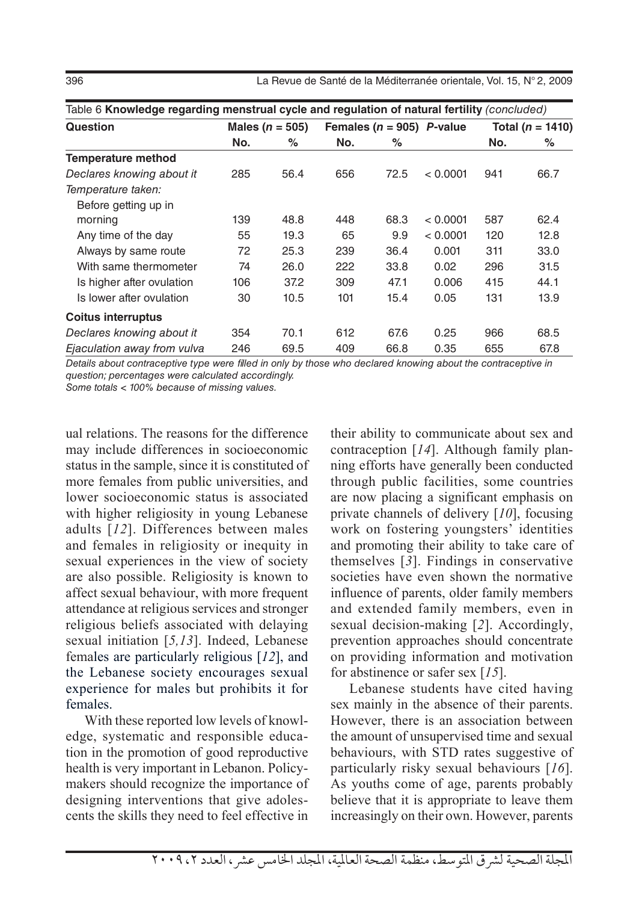Table 6 **Knowledge regarding menstrual cycle and regulation of natural fertility** *(concluded)*

| Question | Males ($n$ = 505) | | Females ($n$ = 905) | | *P*-value | Total ($n$ = 1410) | |
|---|---|---|---|---|---|---|---|
| | No. | % | No. | % | | No. | % |
| **Temperature method** | | | | | | | |
| *Declares knowing about it* | 285 | 56.4 | 656 | 72.5 | < 0.0001 | 941 | 66.7 |
| *Temperature taken:* | | | | | | | |
| Before getting up in morning | 139 | 48.8 | 448 | 68.3 | < 0.0001 | 587 | 62.4 |
| Any time of the day | 55 | 19.3 | 65 | 9.9 | < 0.0001 | 120 | 12.8 |
| Always by same route | 72 | 25.3 | 239 | 36.4 | 0.001 | 311 | 33.0 |
| With same thermometer | 74 | 26.0 | 222 | 33.8 | 0.02 | 296 | 31.5 |
| Is higher after ovulation | 106 | 37.2 | 309 | 47.1 | 0.006 | 415 | 44.1 |
| Is lower after ovulation | 30 | 10.5 | 101 | 15.4 | 0.05 | 131 | 13.9 |
| **Coitus interruptus** | | | | | | | |
| *Declares knowing about it* | 354 | 70.1 | 612 | 67.6 | 0.25 | 966 | 68.5 |
| *Ejaculation away from vulva* | 246 | 69.5 | 409 | 66.8 | 0.35 | 655 | 67.8 |

*Details about contraceptive type were filled in only by those who declared knowing about the contraceptive in question; percentages were calculated accordingly.*
*Some totals < 100% because of missing values.*

ual relations. The reasons for the difference may include differences in socioeconomic status in the sample, since it is constituted of more females from public universities, and lower socioeconomic status is associated with higher religiosity in young Lebanese adults [*12*]. Differences between males and females in religiosity or inequity in sexual experiences in the view of society are also possible. Religiosity is known to affect sexual behaviour, with more frequent attendance at religious services and stronger religious beliefs associated with delaying sexual initiation [*5,13*]. Indeed, Lebanese females are particularly religious [*12*], and the Lebanese society encourages sexual experience for males but prohibits it for females.

With these reported low levels of knowledge, systematic and responsible education in the promotion of good reproductive health is very important in Lebanon. Policy-makers should recognize the importance of designing interventions that give adolescents the skills they need to feel effective in their ability to communicate about sex and contraception [*14*]. Although family planning efforts have generally been conducted through public facilities, some countries are now placing a significant emphasis on private channels of delivery [*10*], focusing work on fostering youngsters' identities and promoting their ability to take care of themselves [*3*]. Findings in conservative societies have even shown the normative influence of parents, older family members and extended family members, even in sexual decision-making [*2*]. Accordingly, prevention approaches should concentrate on providing information and motivation for abstinence or safer sex [*15*].

Lebanese students have cited having sex mainly in the absence of their parents. However, there is an association between the amount of unsupervised time and sexual behaviours, with STD rates suggestive of particularly risky sexual behaviours [*16*]. As youths come of age, parents probably believe that it is appropriate to leave them increasingly on their own. However, parents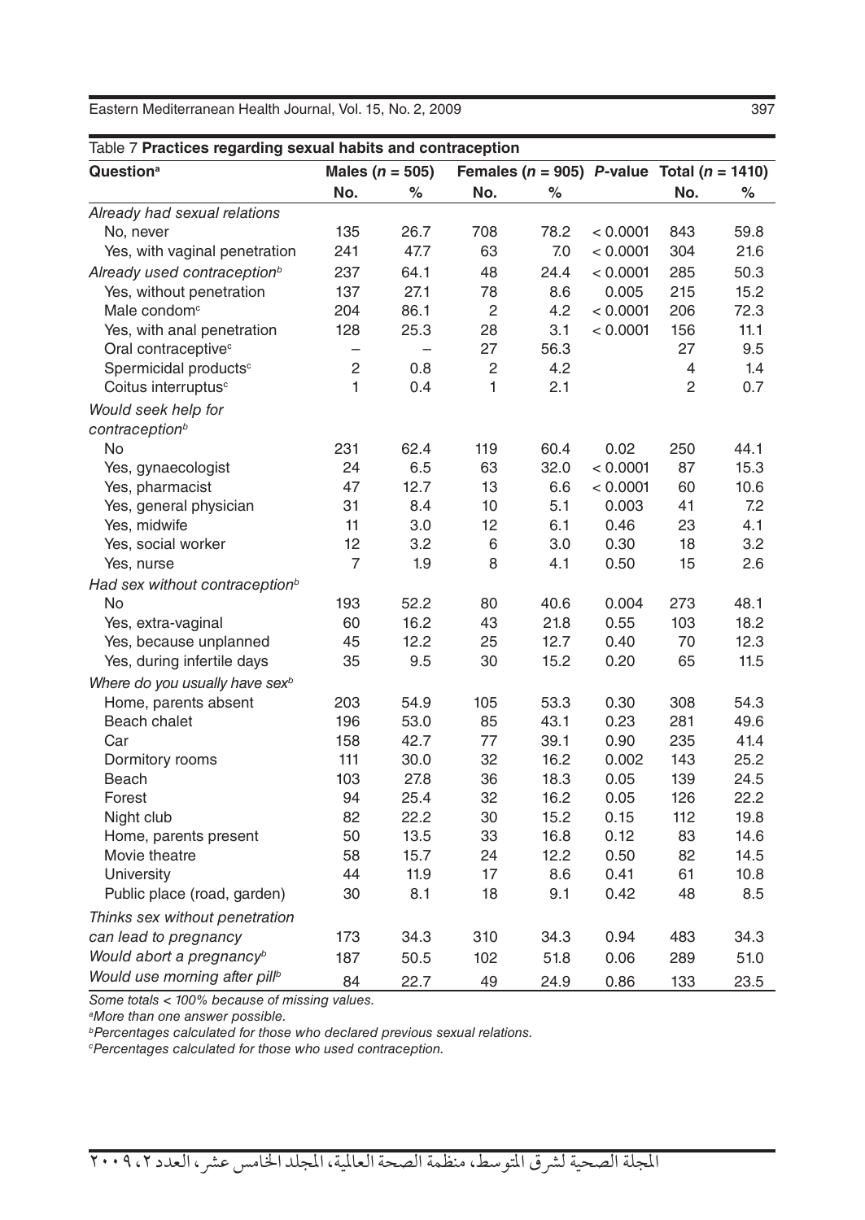Table 7 **Practices regarding sexual habits and contraception**

| Question[a] | Males ($n$ = 505) | | Females ($n$ = 905) | | $P$-value | Total ($n$ = 1410) | |
|---|---|---|---|---|---|---|---|
| | No. | % | No. | % | | No. | % |
| *Already had sexual relations* | | | | | | | |
| No, never | 135 | 26.7 | 708 | 78.2 | < 0.0001 | 843 | 59.8 |
| Yes, with vaginal penetration | 241 | 47.7 | 63 | 7.0 | < 0.0001 | 304 | 21.6 |
| *Already used contraception*[b] | 237 | 64.1 | 48 | 24.4 | < 0.0001 | 285 | 50.3 |
| Yes, without penetration | 137 | 27.1 | 78 | 8.6 | 0.005 | 215 | 15.2 |
| Male condom[c] | 204 | 86.1 | 2 | 4.2 | < 0.0001 | 206 | 72.3 |
| Yes, with anal penetration | 128 | 25.3 | 28 | 3.1 | < 0.0001 | 156 | 11.1 |
| Oral contraceptive[c] | – | – | 27 | 56.3 | | 27 | 9.5 |
| Spermicidal products[c] | 2 | 0.8 | 2 | 4.2 | | 4 | 1.4 |
| Coitus interruptus[c] | 1 | 0.4 | 1 | 2.1 | | 2 | 0.7 |
| *Would seek help for contraception*[b] | | | | | | | |
| No | 231 | 62.4 | 119 | 60.4 | 0.02 | 250 | 44.1 |
| Yes, gynaecologist | 24 | 6.5 | 63 | 32.0 | < 0.0001 | 87 | 15.3 |
| Yes, pharmacist | 47 | 12.7 | 13 | 6.6 | < 0.0001 | 60 | 10.6 |
| Yes, general physician | 31 | 8.4 | 10 | 5.1 | 0.003 | 41 | 7.2 |
| Yes, midwife | 11 | 3.0 | 12 | 6.1 | 0.46 | 23 | 4.1 |
| Yes, social worker | 12 | 3.2 | 6 | 3.0 | 0.30 | 18 | 3.2 |
| Yes, nurse | 7 | 1.9 | 8 | 4.1 | 0.50 | 15 | 2.6 |
| *Had sex without contraception*[b] | | | | | | | |
| No | 193 | 52.2 | 80 | 40.6 | 0.004 | 273 | 48.1 |
| Yes, extra-vaginal | 60 | 16.2 | 43 | 21.8 | 0.55 | 103 | 18.2 |
| Yes, because unplanned | 45 | 12.2 | 25 | 12.7 | 0.40 | 70 | 12.3 |
| Yes, during infertile days | 35 | 9.5 | 30 | 15.2 | 0.20 | 65 | 11.5 |
| *Where do you usually have sex*[b] | | | | | | | |
| Home, parents absent | 203 | 54.9 | 105 | 53.3 | 0.30 | 308 | 54.3 |
| Beach chalet | 196 | 53.0 | 85 | 43.1 | 0.23 | 281 | 49.6 |
| Car | 158 | 42.7 | 77 | 39.1 | 0.90 | 235 | 41.4 |
| Dormitory rooms | 111 | 30.0 | 32 | 16.2 | 0.002 | 143 | 25.2 |
| Beach | 103 | 27.8 | 36 | 18.3 | 0.05 | 139 | 24.5 |
| Forest | 94 | 25.4 | 32 | 16.2 | 0.05 | 126 | 22.2 |
| Night club | 82 | 22.2 | 30 | 15.2 | 0.15 | 112 | 19.8 |
| Home, parents present | 50 | 13.5 | 33 | 16.8 | 0.12 | 83 | 14.6 |
| Movie theatre | 58 | 15.7 | 24 | 12.2 | 0.50 | 82 | 14.5 |
| University | 44 | 11.9 | 17 | 8.6 | 0.41 | 61 | 10.8 |
| Public place (road, garden) | 30 | 8.1 | 18 | 9.1 | 0.42 | 48 | 8.5 |
| *Thinks sex without penetration can lead to pregnancy* | 173 | 34.3 | 310 | 34.3 | 0.94 | 483 | 34.3 |
| *Would abort a pregnancy*[b] | 187 | 50.5 | 102 | 51.8 | 0.06 | 289 | 51.0 |
| *Would use morning after pill*[b] | 84 | 22.7 | 49 | 24.9 | 0.86 | 133 | 23.5 |

*Some totals < 100% because of missing values.*

[a]*More than one answer possible.*

[b]*Percentages calculated for those who declared previous sexual relations.*

[c]*Percentages calculated for those who used contraception.*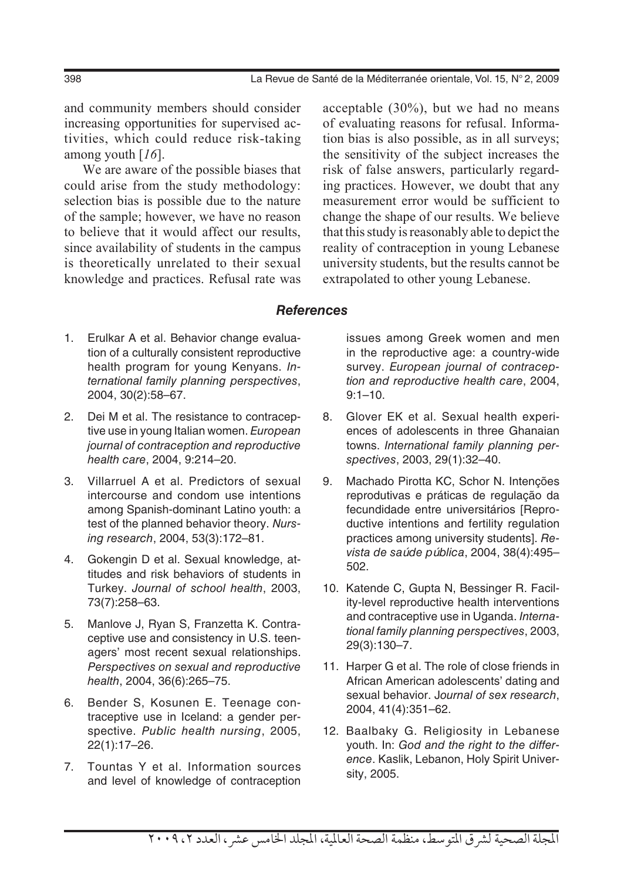and community members should consider increasing opportunities for supervised activities, which could reduce risk-taking among youth [*16*].

We are aware of the possible biases that could arise from the study methodology: selection bias is possible due to the nature of the sample; however, we have no reason to believe that it would affect our results, since availability of students in the campus is theoretically unrelated to their sexual knowledge and practices. Refusal rate was acceptable (30%), but we had no means of evaluating reasons for refusal. Information bias is also possible, as in all surveys; the sensitivity of the subject increases the risk of false answers, particularly regarding practices. However, we doubt that any measurement error would be sufficient to change the shape of our results. We believe that this study is reasonably able to depict the reality of contraception in young Lebanese university students, but the results cannot be extrapolated to other young Lebanese.

## *References*

1. Erulkar A et al. Behavior change evaluation of a culturally consistent reproductive health program for young Kenyans. *International family planning perspectives*, 2004, 30(2):58–67.
2. Dei M et al. The resistance to contraceptive use in young Italian women. *European journal of contraception and reproductive health care*, 2004, 9:214–20.
3. Villarruel A et al. Predictors of sexual intercourse and condom use intentions among Spanish-dominant Latino youth: a test of the planned behavior theory. *Nursing research*, 2004, 53(3):172–81.
4. Gokengin D et al. Sexual knowledge, attitudes and risk behaviors of students in Turkey. *Journal of school health*, 2003, 73(7):258–63.
5. Manlove J, Ryan S, Franzetta K. Contraceptive use and consistency in U.S. teenagers' most recent sexual relationships. *Perspectives on sexual and reproductive health*, 2004, 36(6):265–75.
6. Bender S, Kosunen E. Teenage contraceptive use in Iceland: a gender perspective. *Public health nursing*, 2005, 22(1):17–26.
7. Tountas Y et al. Information sources and level of knowledge of contraception issues among Greek women and men in the reproductive age: a country-wide survey. *European journal of contraception and reproductive health care*, 2004, 9:1–10.
8. Glover EK et al. Sexual health experiences of adolescents in three Ghanaian towns. *International family planning perspectives*, 2003, 29(1):32–40.
9. Machado Pirotta KC, Schor N. Intenções reprodutivas e práticas de regulação da fecundidade entre universitários [Reproductive intentions and fertility regulation practices among university students]. *Revista de saúde pública*, 2004, 38(4):495–502.
10. Katende C, Gupta N, Bessinger R. Facility-level reproductive health interventions and contraceptive use in Uganda. *International family planning perspectives*, 2003, 29(3):130–7.
11. Harper G et al. The role of close friends in African American adolescents' dating and sexual behavior. *Journal of sex research*, 2004, 41(4):351–62.
12. Baalbaky G. Religiosity in Lebanese youth. In: *God and the right to the difference*. Kaslik, Lebanon, Holy Spirit University, 2005.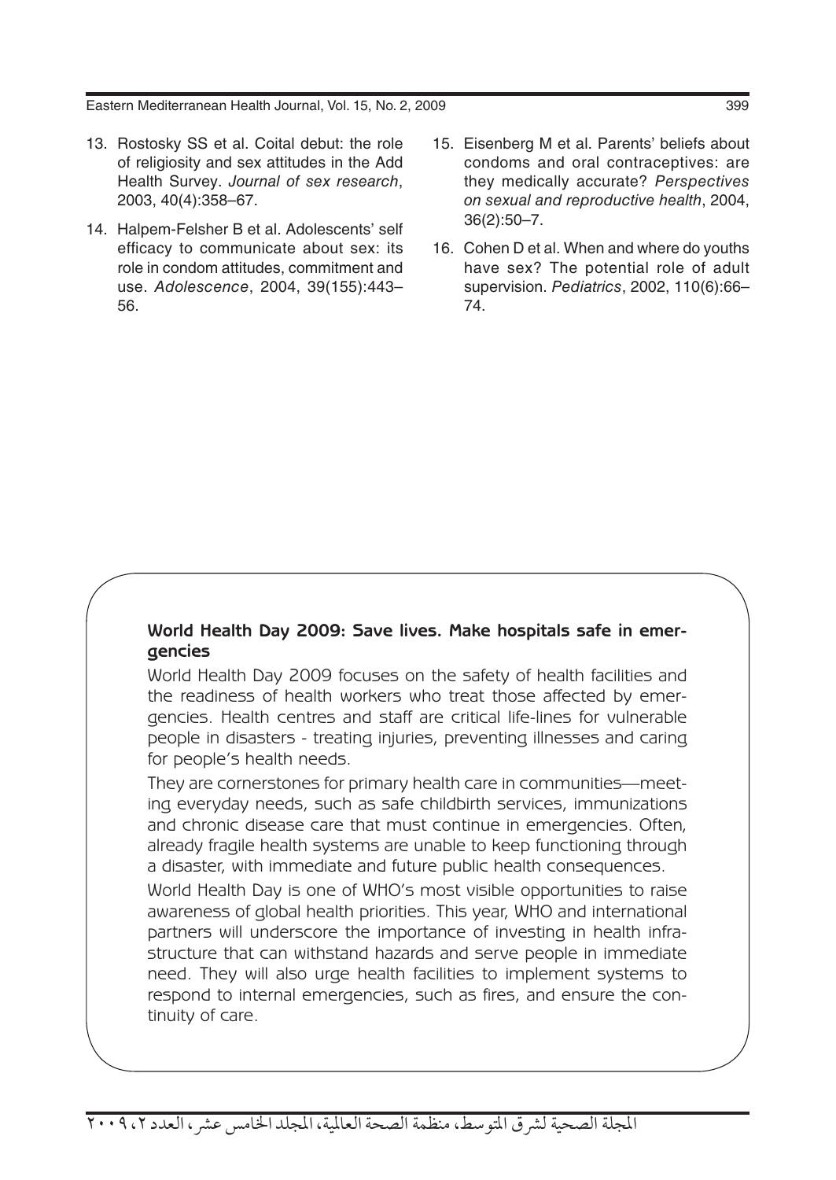13. Rostosky SS et al. Coital debut: the role of religiosity and sex attitudes in the Add Health Survey. *Journal of sex research*, 2003, 40(4):358–67.

14. Halpem-Felsher B et al. Adolescents' self efficacy to communicate about sex: its role in condom attitudes, commitment and use. *Adolescence*, 2004, 39(155):443–56.

15. Eisenberg M et al. Parents' beliefs about condoms and oral contraceptives: are they medically accurate? *Perspectives on sexual and reproductive health*, 2004, 36(2):50–7.

16. Cohen D et al. When and where do youths have sex? The potential role of adult supervision. *Pediatrics*, 2002, 110(6):66–74.

**World Health Day 2009: Save lives. Make hospitals safe in emergencies**

World Health Day 2009 focuses on the safety of health facilities and the readiness of health workers who treat those affected by emergencies. Health centres and staff are critical life-lines for vulnerable people in disasters - treating injuries, preventing illnesses and caring for people's health needs.

They are cornerstones for primary health care in communities—meeting everyday needs, such as safe childbirth services, immunizations and chronic disease care that must continue in emergencies. Often, already fragile health systems are unable to keep functioning through a disaster, with immediate and future public health consequences.

World Health Day is one of WHO's most visible opportunities to raise awareness of global health priorities. This year, WHO and international partners will underscore the importance of investing in health infrastructure that can withstand hazards and serve people in immediate need. They will also urge health facilities to implement systems to respond to internal emergencies, such as fires, and ensure the continuity of care.